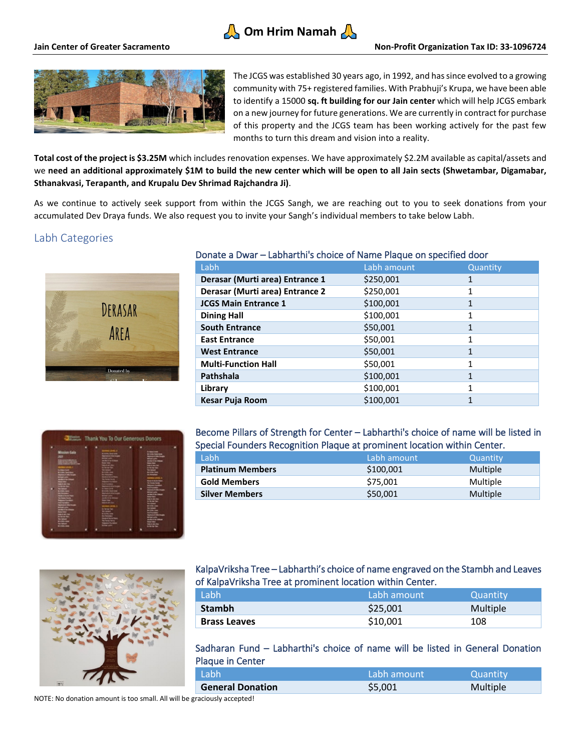# 🙏 Om Hrim Namah 🙏

**Jain Center of Greater Sacramento** | **Non-Profit Organization Tax ID: 33-1096724**

The JCGS was established 30 years ago, in 1992, and has since evolved to a growing community with 75+ registered families. With Prabhuji's Krupa, we have been able to identify a 15000 **sq. ft building for our Jain center** which will help JCGS embark on a new journey for future generations. We are currently in contract for purchase of this property and the JCGS team has been working actively for the past few months to turn this dream and vision into a reality.

**Total cost of the project is $3.25M** which includes renovation expenses. We have approximately $2.2M available as capital/assets and we **need an additional approximately $1M to build the new center which will be open to all Jain sects (Shwetambar, Digamabar, Sthanakvasi, Terapanth, and Krupalu Dev Shrimad Rajchandra Ji)**.

As we continue to actively seek support from within the JCGS Sangh, we are reaching out to you to seek donations from your accumulated Dev Draya funds. We also request you to invite your Sangh's individual members to take below Labh.

## Labh Categories

### Donate a Dwar – Labharthi's choice of Name Plaque on specified door

| Labh | Labh amount | Quantity |
|---|---|---|
| **Derasar (Murti area) Entrance 1** | $250,001 | 1 |
| **Derasar (Murti area) Entrance 2** | $250,001 | 1 |
| **JCGS Main Entrance 1** | $100,001 | 1 |
| **Dining Hall** | $100,001 | 1 |
| **South Entrance** | $50,001 | 1 |
| **East Entrance** | $50,001 | 1 |
| **West Entrance** | $50,001 | 1 |
| **Multi-Function Hall** | $50,001 | 1 |
| **Pathshala** | $100,001 | 1 |
| **Library** | $100,001 | 1 |
| **Kesar Puja Room** | $100,001 | 1 |

### Become Pillars of Strength for Center – Labharthi's choice of name will be listed in Special Founders Recognition Plaque at prominent location within Center.

| Labh | Labh amount | Quantity |
|---|---|---|
| **Platinum Members** | $100,001 | Multiple |
| **Gold Members** | $75,001 | Multiple |
| **Silver Members** | $50,001 | Multiple |

### KalpaVriksha Tree – Labharthi's choice of name engraved on the Stambh and Leaves of KalpaVriksha Tree at prominent location within Center.

| Labh | Labh amount | Quantity |
|---|---|---|
| **Stambh** | $25,001 | Multiple |
| **Brass Leaves** | $10,001 | 108 |

### Sadharan Fund – Labharthi's choice of name will be listed in General Donation Plaque in Center

| Labh | Labh amount | Quantity |
|---|---|---|
| **General Donation** | $5,001 | Multiple |

NOTE: No donation amount is too small. All will be graciously accepted!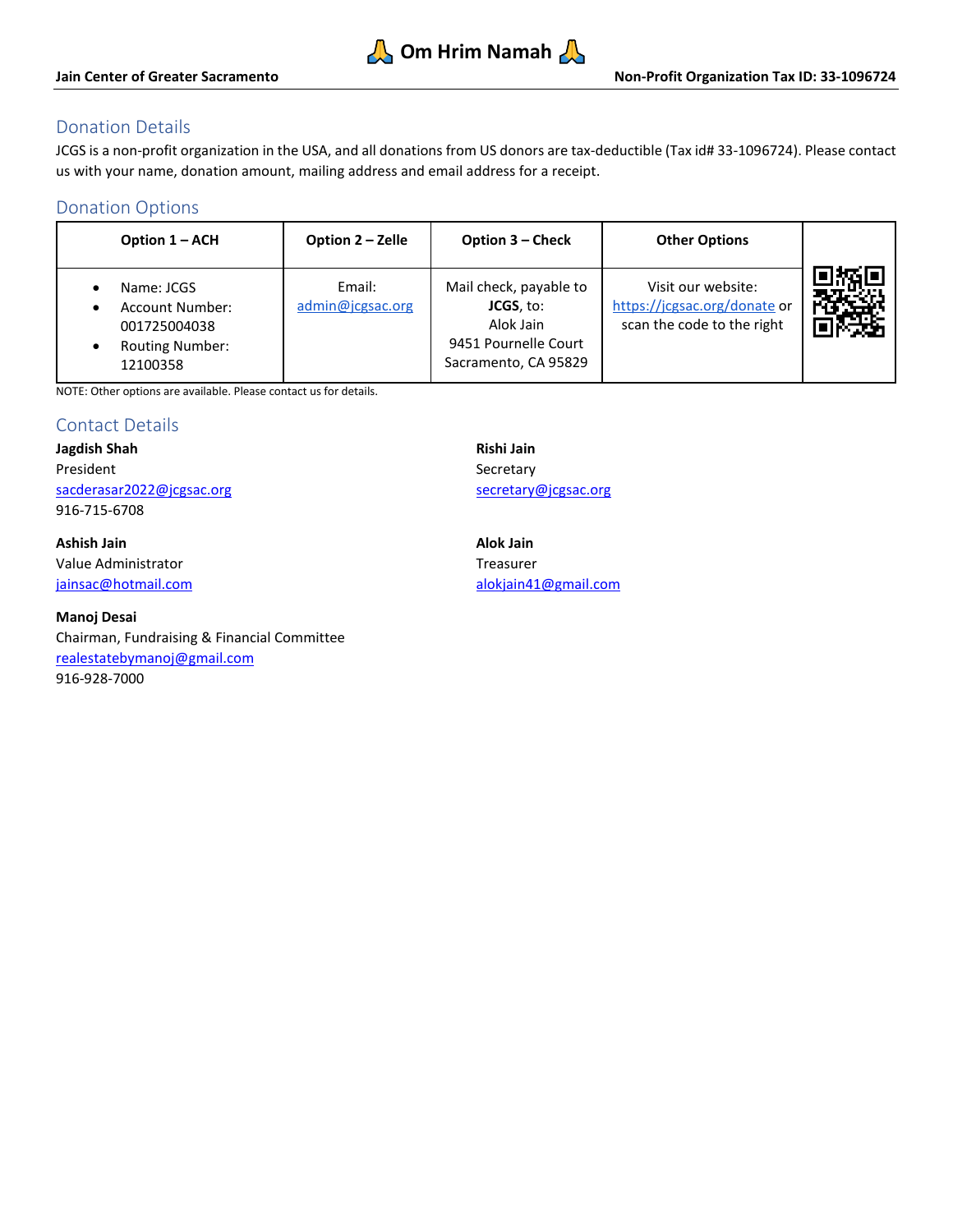## Donation Details

JCGS is a non-profit organization in the USA, and all donations from US donors are tax-deductible (Tax id# 33-1096724). Please contact us with your name, donation amount, mailing address and email address for a receipt.

## Donation Options

| Option 1 – ACH | Option 2 – Zelle | Option 3 – Check | Other Options | |
|---|---|---|---|---|
| • Name: JCGS<br>• Account Number: 001725004038<br>• Routing Number: 12100358 | Email: admin@jcgsac.org | Mail check, payable to **JCGS**, to:<br>Alok Jain<br>9451 Pournelle Court<br>Sacramento, CA 95829 | Visit our website: https://jcgsac.org/donate or scan the code to the right | |

NOTE: Other options are available. Please contact us for details.

## Contact Details

**Jagdish Shah**
President
sacderasar2022@jcgsac.org
916-715-6708

**Ashish Jain**
Value Administrator
jainsac@hotmail.com

**Manoj Desai**
Chairman, Fundraising & Financial Committee
realestatebymanoj@gmail.com
916-928-7000

**Rishi Jain**
Secretary
secretary@jcgsac.org

**Alok Jain**
Treasurer
alokjain41@gmail.com